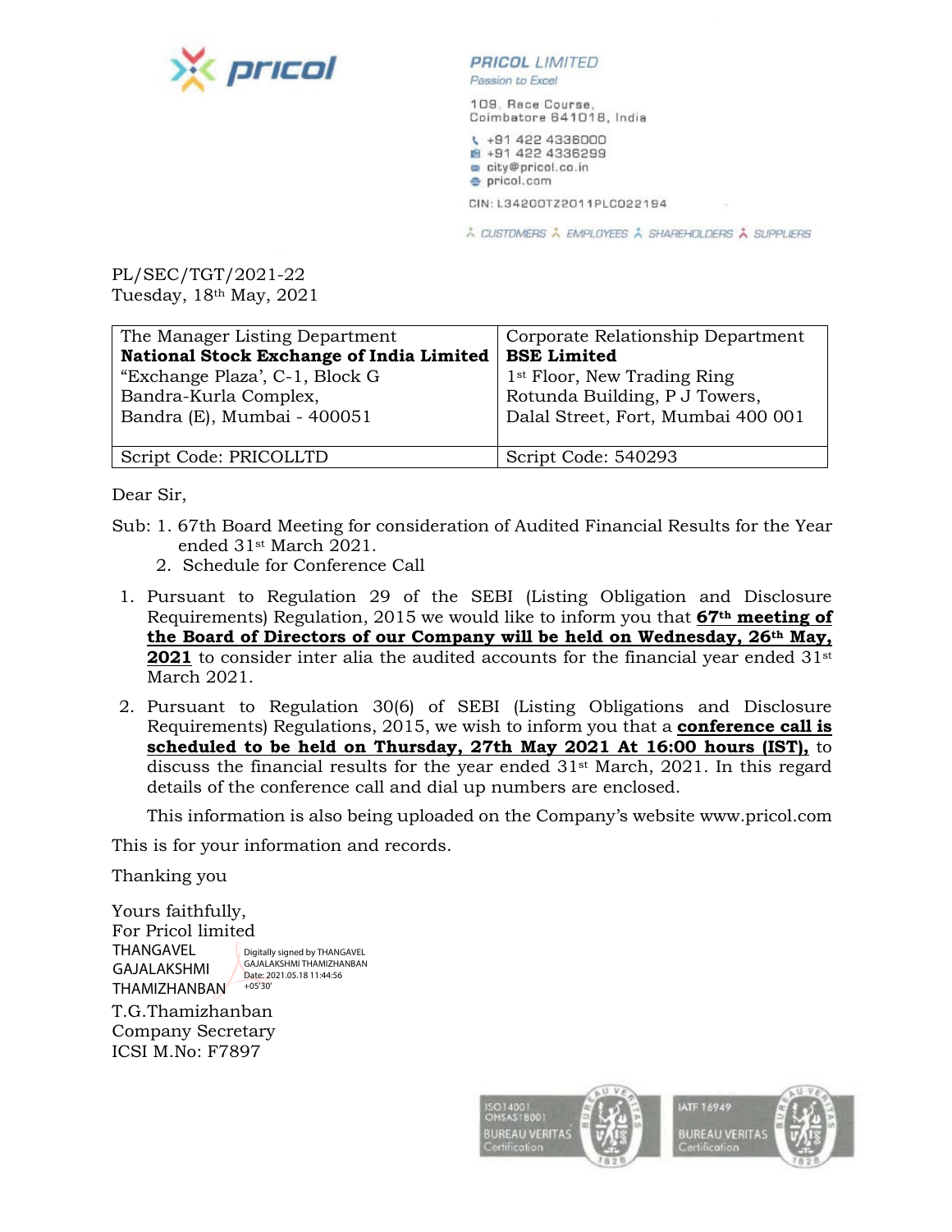**PRICOL LIMITED**
*Passion to Excel*

109, Race Course,
Coimbatore 641018, India

+91 422 4336000
+91 422 4336299
city@pricol.co.in
pricol.com

CIN: L34200TZ2011PLC022194

CUSTOMERS EMPLOYEES SHAREHOLDERS SUPPLIERS

PL/SEC/TGT/2021-22
Tuesday, 18th May, 2021

| The Manager Listing Department<br>**National Stock Exchange of India Limited**<br>"Exchange Plaza', C-1, Block G<br>Bandra-Kurla Complex,<br>Bandra (E), Mumbai - 400051 | Corporate Relationship Department<br>**BSE Limited**<br>1st Floor, New Trading Ring<br>Rotunda Building, P J Towers,<br>Dalal Street, Fort, Mumbai 400 001 |
|---|---|
| Script Code: PRICOLLTD | Script Code: 540293 |

Dear Sir,

Sub: 1. 67th Board Meeting for consideration of Audited Financial Results for the Year ended 31st March 2021.
2. Schedule for Conference Call

1. Pursuant to Regulation 29 of the SEBI (Listing Obligation and Disclosure Requirements) Regulation, 2015 we would like to inform you that **67th meeting of the Board of Directors of our Company will be held on Wednesday, 26th May, 2021** to consider inter alia the audited accounts for the financial year ended 31st March 2021.

2. Pursuant to Regulation 30(6) of SEBI (Listing Obligations and Disclosure Requirements) Regulations, 2015, we wish to inform you that a **conference call is scheduled to be held on Thursday, 27th May 2021 At 16:00 hours (IST),** to discuss the financial results for the year ended 31st March, 2021. In this regard details of the conference call and dial up numbers are enclosed.

   This information is also being uploaded on the Company's website www.pricol.com

This is for your information and records.

Thanking you

Yours faithfully,
For Pricol limited

THANGAVEL GAJALAKSHMI THAMIZHANBAN
Digitally signed by THANGAVEL GAJALAKSHMI THAMIZHANBAN
Date: 2021.05.18 11:44:56 +05'30'

T.G.Thamizhanban
Company Secretary
ICSI M.No: F7897

ISO14001 OHSAS18001 BUREAU VERITAS Certification
IATF 16949 BUREAU VERITAS Certification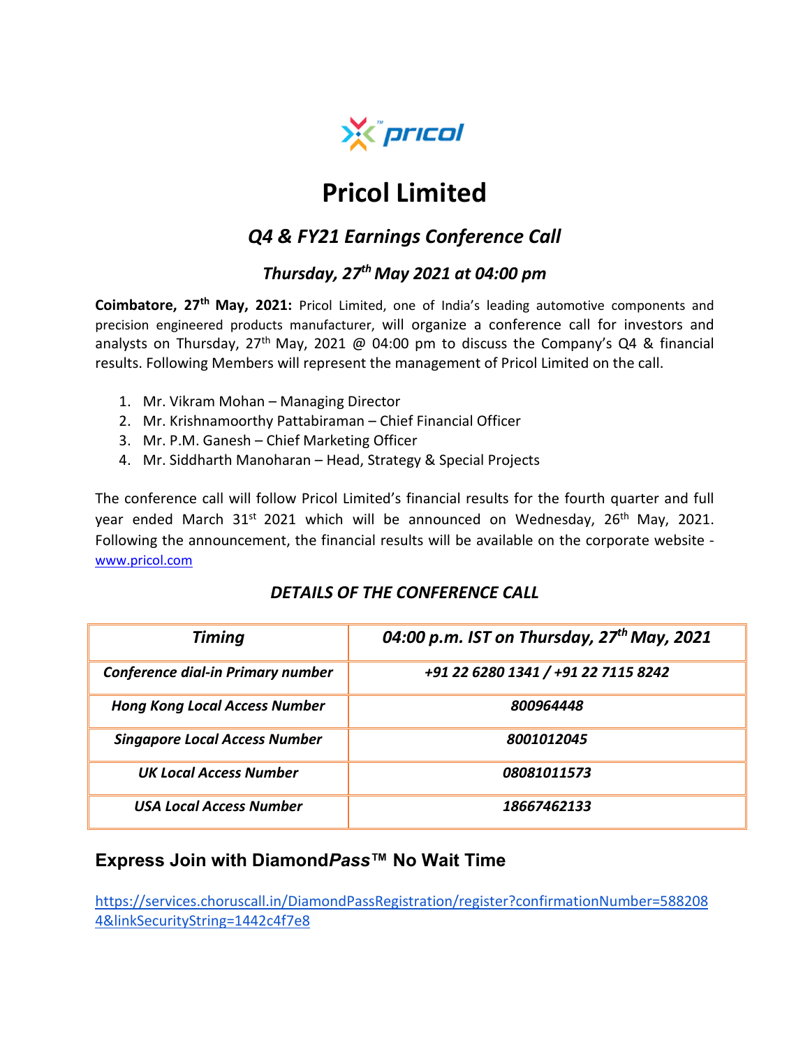pricol

# Pricol Limited

## *Q4 & FY21 Earnings Conference Call*

### *Thursday, 27th May 2021 at 04:00 pm*

**Coimbatore, 27th May, 2021:** Pricol Limited, one of India's leading automotive components and precision engineered products manufacturer, will organize a conference call for investors and analysts on Thursday, 27th May, 2021 @ 04:00 pm to discuss the Company's Q4 & financial results. Following Members will represent the management of Pricol Limited on the call.

1. Mr. Vikram Mohan – Managing Director
2. Mr. Krishnamoorthy Pattabiraman – Chief Financial Officer
3. Mr. P.M. Ganesh – Chief Marketing Officer
4. Mr. Siddharth Manoharan – Head, Strategy & Special Projects

The conference call will follow Pricol Limited's financial results for the fourth quarter and full year ended March 31st 2021 which will be announced on Wednesday, 26th May, 2021. Following the announcement, the financial results will be available on the corporate website - [www.pricol.com](www.pricol.com)

### *DETAILS OF THE CONFERENCE CALL*

| ***Timing*** | ***04:00 p.m. IST on Thursday, 27th May, 2021*** |
|---|---|
| ***Conference dial-in Primary number*** | ***+91 22 6280 1341 / +91 22 7115 8242*** |
| ***Hong Kong Local Access Number*** | ***800964448*** |
| ***Singapore Local Access Number*** | ***8001012045*** |
| ***UK Local Access Number*** | ***08081011573*** |
| ***USA Local Access Number*** | ***18667462133*** |

### Express Join with Diamond*Pass*™ No Wait Time

[https://services.choruscall.in/DiamondPassRegistration/register?confirmationNumber=5882084&linkSecurityString=1442c4f7e8](https://services.choruscall.in/DiamondPassRegistration/register?confirmationNumber=5882084&linkSecurityString=1442c4f7e8)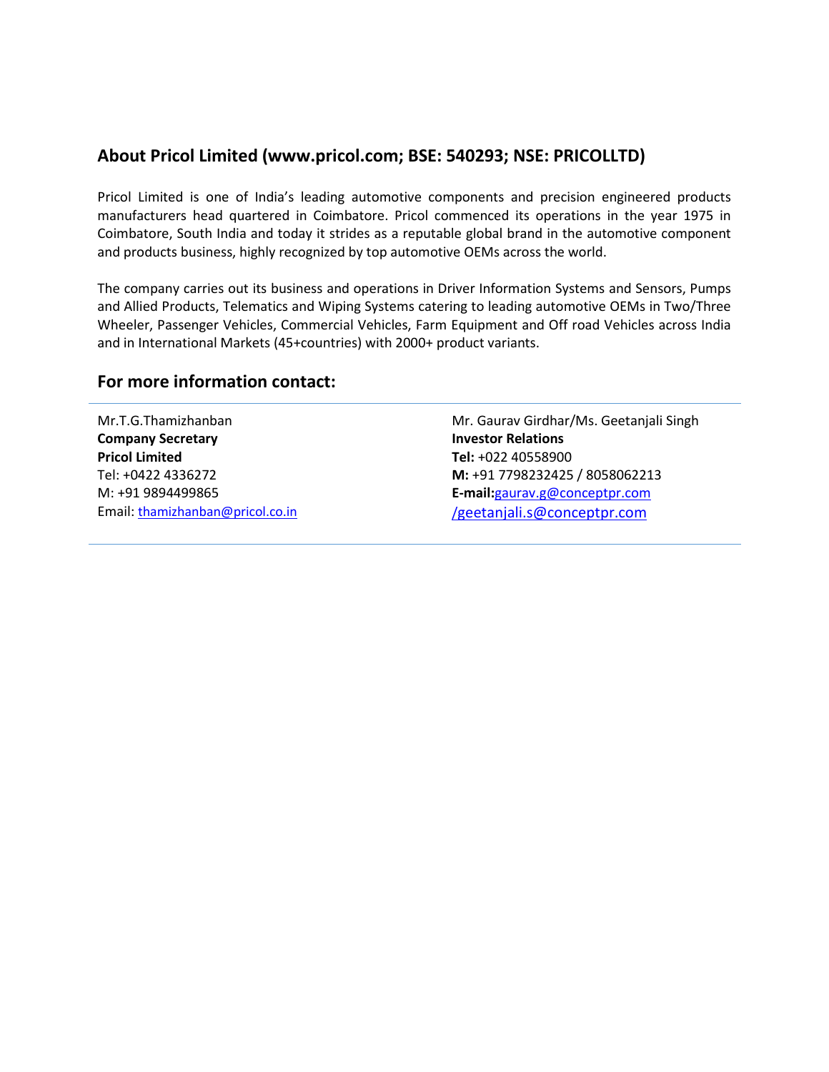## About Pricol Limited (www.pricol.com; BSE: 540293; NSE: PRICOLLTD)

Pricol Limited is one of India's leading automotive components and precision engineered products manufacturers head quartered in Coimbatore. Pricol commenced its operations in the year 1975 in Coimbatore, South India and today it strides as a reputable global brand in the automotive component and products business, highly recognized by top automotive OEMs across the world.

The company carries out its business and operations in Driver Information Systems and Sensors, Pumps and Allied Products, Telematics and Wiping Systems catering to leading automotive OEMs in Two/Three Wheeler, Passenger Vehicles, Commercial Vehicles, Farm Equipment and Off road Vehicles across India and in International Markets (45+countries) with 2000+ product variants.

## For more information contact:

| | |
|---|---|
| Mr.T.G.Thamizhanban<br>**Company Secretary**<br>**Pricol Limited**<br>Tel: +0422 4336272<br>M: +91 9894499865<br>Email: thamizhanban@pricol.co.in | Mr. Gaurav Girdhar/Ms. Geetanjali Singh<br>**Investor Relations**<br>**Tel:** +022 40558900<br>**M:** +91 7798232425 / 8058062213<br>**E-mail:**gaurav.g@conceptpr.com<br>/geetanjali.s@conceptpr.com |